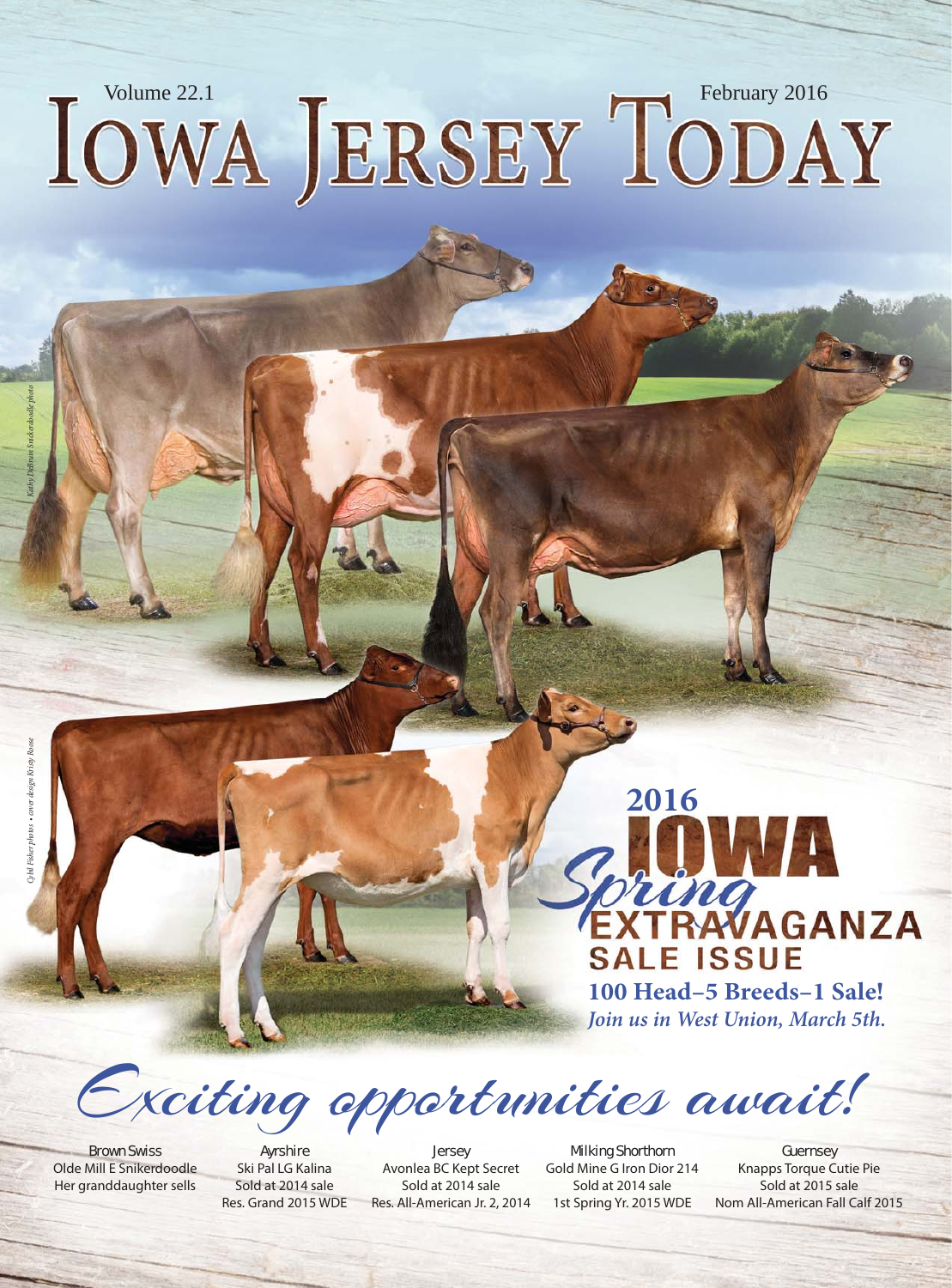Volume 22.1 February 2016

# IOWA JERSEY TODAY

*Kathy DeBruin Snickerdoodle photo*

*Cybil Fisher photos • cover design Kristy Rosse*

## 2016 IOWA *Spring* EXTRAVAGANZA SALE ISSUE

**100 Head–5 Breeds–1 Sale!**

***Join us in West Union, March 5th.***

## *Exciting opportunities await!*

| Brown Swiss | Ayrshire | Jersey | Milking Shorthorn | Guernsey |
|---|---|---|---|---|
| Olde Mill E Snikerdoodle | Ski Pal LG Kalina | Avonlea BC Kept Secret | Gold Mine G Iron Dior 214 | Knapps Torque Cutie Pie |
| Her granddaughter sells | Sold at 2014 sale | Sold at 2014 sale | Sold at 2014 sale | Sold at 2015 sale |
| | Res. Grand 2015 WDE | Res. All-American Jr. 2, 2014 | 1st Spring Yr. 2015 WDE | Nom All-American Fall Calf 2015 |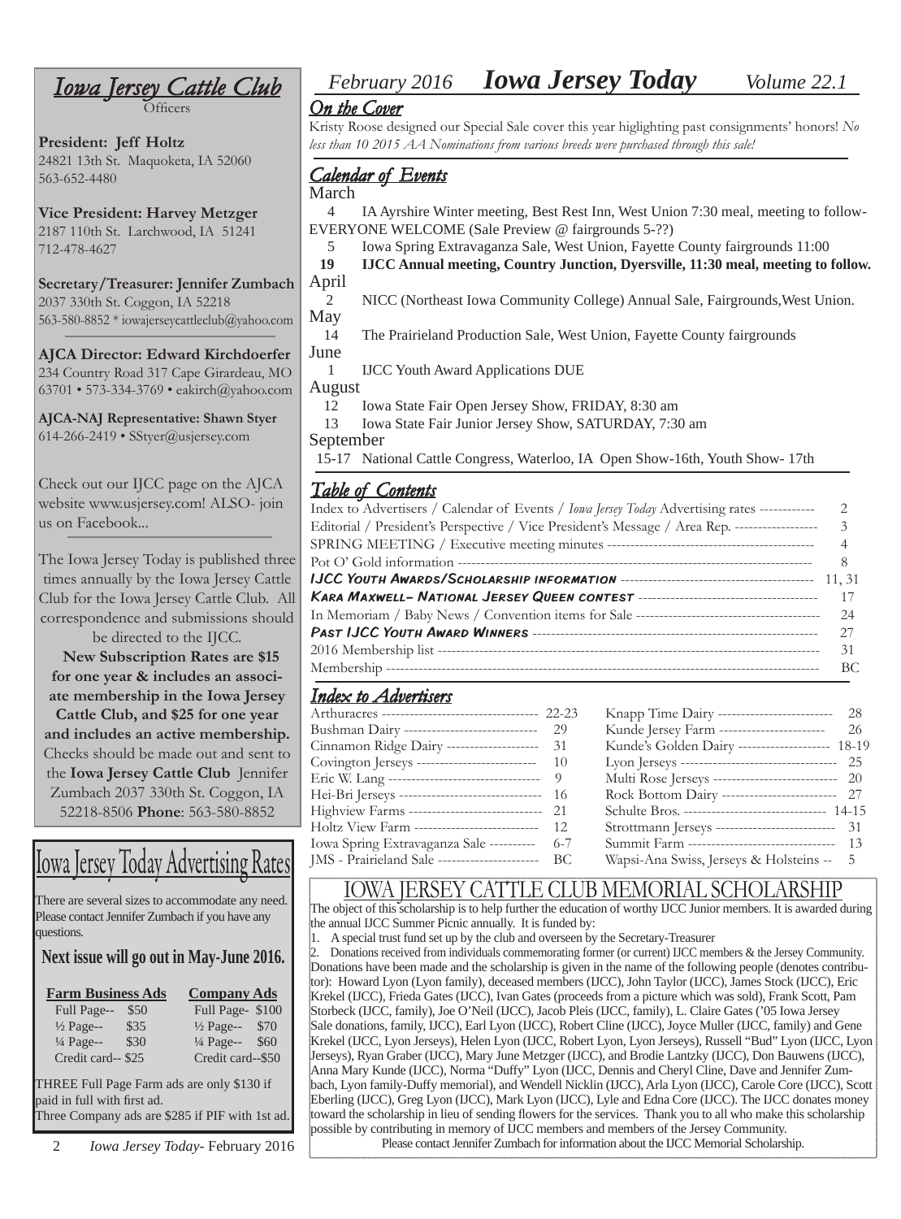# Iowa Jersey Cattle Club

Officers

**President: Jeff Holtz**
24821 13th St. Maquoketa, IA 52060
563-652-4480

**Vice President: Harvey Metzger**
2187 110th St. Larchwood, IA 51241
712-478-4627

**Secretary/Treasurer: Jennifer Zumbach**
2037 330th St. Coggon, IA 52218
563-580-8852 * iowajerseycattleclub@yahoo.com

**AJCA Director: Edward Kirchdoerfer**
234 Country Road 317 Cape Girardeau, MO 63701 • 573-334-3769 • eakirch@yahoo.com

**AJCA-NAJ Representative: Shawn Styer**
614-266-2419 • SStyer@usjersey.com

Check out our IJCC page on the AJCA website www.usjersey.com! ALSO- join us on Facebook...

The Iowa Jersey Today is published three times annually by the Iowa Jersey Cattle Club for the Iowa Jersey Cattle Club. All correspondence and submissions should be directed to the IJCC.

**New Subscription Rates are $15 for one year & includes an associate membership in the Iowa Jersey Cattle Club, and $25 for one year and includes an active membership.** Checks should be made out and sent to the **Iowa Jersey Cattle Club** Jennifer Zumbach 2037 330th St. Coggon, IA 52218-8506 **Phone**: 563-580-8852

## Iowa Jersey Today Advertising Rates

There are several sizes to accommodate any need. Please contact Jennifer Zumbach if you have any questions.

**Next issue will go out in May-June 2016.**

| Farm Business Ads | | Company Ads | |
|---|---|---|---|
| Full Page-- | $50 | Full Page- | $100 |
| ½ Page-- | $35 | ½ Page-- | $70 |
| ¼ Page-- | $30 | ¼ Page-- | $60 |
| Credit card-- | $25 | Credit card-- | $50 |

THREE Full Page Farm ads are only $130 if paid in full with first ad.
Three Company ads are $285 if PIF with 1st ad.

# *February 2016* **Iowa Jersey Today** *Volume 22.1*

## On the Cover

Kristy Roose designed our Special Sale cover this year higlighting past consignments' honors! *No less than 10 2015 AA Nominations from various breeds were purchased through this sale!*

## Calendar of Events

**March**
- 4 IA Ayrshire Winter meeting, Best Rest Inn, West Union 7:30 meal, meeting to follow- EVERYONE WELCOME (Sale Preview @ fairgrounds 5-??)
- 5 Iowa Spring Extravaganza Sale, West Union, Fayette County fairgrounds 11:00
- **19 IJCC Annual meeting, Country Junction, Dyersville, 11:30 meal, meeting to follow.**

**April**
- 2 NICC (Northeast Iowa Community College) Annual Sale, Fairgrounds,West Union.

**May**
- 14 The Prairieland Production Sale, West Union, Fayette County fairgrounds

**June**
- 1 IJCC Youth Award Applications DUE

**August**
- 12 Iowa State Fair Open Jersey Show, FRIDAY, 8:30 am
- 13 Iowa State Fair Junior Jersey Show, SATURDAY, 7:30 am

**September**
- 15-17 National Cattle Congress, Waterloo, IA Open Show-16th, Youth Show- 17th

## Table of Contents

| | |
|---|---|
| Index to Advertisers / Calendar of Events / *Iowa Jersey Today* Advertising rates | 2 |
| Editorial / President's Perspective / Vice President's Message / Area Rep. | 3 |
| SPRING MEETING / Executive meeting minutes | 4 |
| Pot O' Gold information | 8 |
| ***IJCC Youth Awards/Scholarship information*** | 11, 31 |
| ***Kara Maxwell– National Jersey Queen contest*** | 17 |
| In Memoriam / Baby News / Convention items for Sale | 24 |
| ***Past IJCC Youth Award Winners*** | 27 |
| 2016 Membership list | 31 |
| Membership | BC |

## Index to Advertisers

| | |
|---|---|
| Arthuracres | 22-23 |
| Bushman Dairy | 29 |
| Cinnamon Ridge Dairy | 31 |
| Covington Jerseys | 10 |
| Eric W. Lang | 9 |
| Hei-Bri Jerseys | 16 |
| Highview Farms | 21 |
| Holtz View Farm | 12 |
| Iowa Spring Extravaganza Sale | 6-7 |
| JMS - Prairieland Sale | BC |
| Knapp Time Dairy | 28 |
| Kunde Jersey Farm | 26 |
| Kunde's Golden Dairy | 18-19 |
| Lyon Jerseys | 25 |
| Multi Rose Jerseys | 20 |
| Rock Bottom Dairy | 27 |
| Schulte Bros. | 14-15 |
| Strottmann Jerseys | 31 |
| Summit Farm | 13 |
| Wapsi-Ana Swiss, Jerseys & Holsteins | 5 |

## IOWA JERSEY CATTLE CLUB MEMORIAL SCHOLARSHIP

The object of this scholarship is to help further the education of worthy IJCC Junior members. It is awarded during the annual IJCC Summer Picnic annually. It is funded by:

1. A special trust fund set up by the club and overseen by the Secretary-Treasurer
2. Donations received from individuals commemorating former (or current) IJCC members & the Jersey Community.

Donations have been made and the scholarship is given in the name of the following people (denotes contributor): Howard Lyon (Lyon family), deceased members (IJCC), John Taylor (IJCC), James Stock (IJCC), Eric Krekel (IJCC), Frieda Gates (IJCC), Ivan Gates (proceeds from a picture which was sold), Frank Scott, Pam Storbeck (IJCC, family), Joe O'Neil (IJCC), Jacob Pleis (IJCC, family), L. Claire Gates ('05 Iowa Jersey Sale donations, family, IJCC), Earl Lyon (IJCC), Robert Cline (IJCC), Joyce Muller (IJCC, family) and Gene Krekel (IJCC, Lyon Jerseys), Helen Lyon (IJCC, Robert Lyon, Lyon Jerseys), Russell "Bud" Lyon (IJCC, Lyon Jerseys), Ryan Graber (IJCC), Mary June Metzger (IJCC), and Brodie Lantzky (IJCC), Don Bauwens (IJCC), Anna Mary Kunde (IJCC), Norma "Duffy" Lyon (IJCC, Dennis and Cheryl Cline, Dave and Jennifer Zumbach, Lyon family-Duffy memorial), and Wendell Nicklin (IJCC), Arla Lyon (IJCC), Carole Core (IJCC), Scott Eberling (IJCC), Greg Lyon (IJCC), Mark Lyon (IJCC), Lyle and Edna Core (IJCC). The IJCC donates money toward the scholarship in lieu of sending flowers for the services. Thank you to all who make this scholarship possible by contributing in memory of IJCC members and members of the Jersey Community.

Please contact Jennifer Zumbach for information about the IJCC Memorial Scholarship.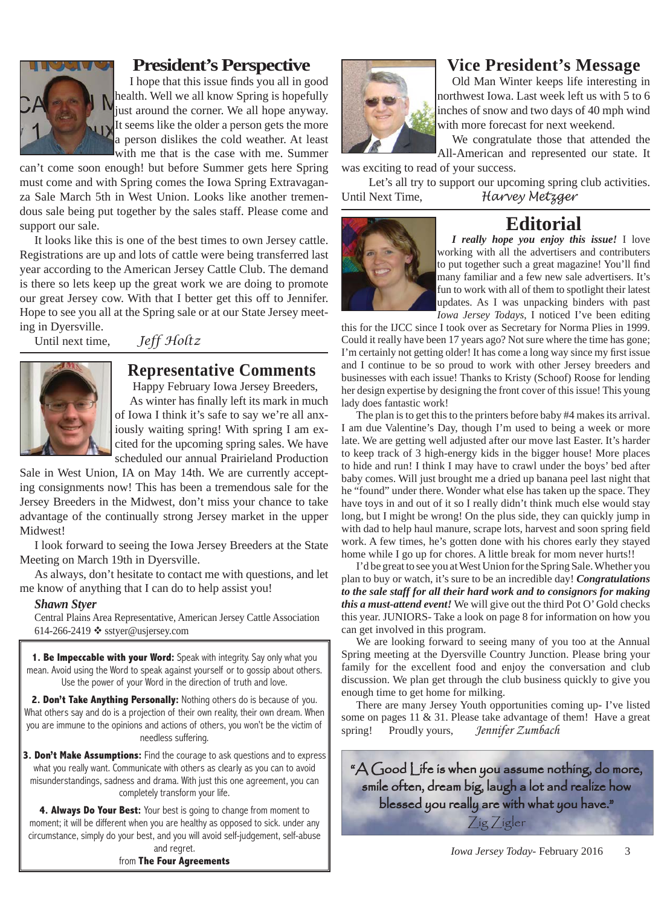## President's Perspective

I hope that this issue finds you all in good health. Well we all know Spring is hopefully just around the corner. We all hope anyway. It seems like the older a person gets the more a person dislikes the cold weather. At least with me that is the case with me. Summer can't come soon enough! but before Summer gets here Spring must come and with Spring comes the Iowa Spring Extravaganza Sale March 5th in West Union. Looks like another tremendous sale being put together by the sales staff. Please come and support our sale.

It looks like this is one of the best times to own Jersey cattle. Registrations are up and lots of cattle were being transferred last year according to the American Jersey Cattle Club. The demand is there so lets keep up the great work we are doing to promote our great Jersey cow. With that I better get this off to Jennifer. Hope to see you all at the Spring sale or at our State Jersey meeting in Dyersville.

Until next time, *Jeff Holtz*

## Representative Comments

Happy February Iowa Jersey Breeders,

As winter has finally left its mark in much of Iowa I think it's safe to say we're all anxiously waiting spring! With spring I am excited for the upcoming spring sales. We have scheduled our annual Prairieland Production Sale in West Union, IA on May 14th. We are currently accepting consignments now! This has been a tremendous sale for the Jersey Breeders in the Midwest, don't miss your chance to take advantage of the continually strong Jersey market in the upper Midwest!

I look forward to seeing the Iowa Jersey Breeders at the State Meeting on March 19th in Dyersville.

As always, don't hesitate to contact me with questions, and let me know of anything that I can do to help assist you!

***Shawn Styer***

Central Plains Area Representative, American Jersey Cattle Association
614-266-2419 ❖ sstyer@usjersey.com

**1. Be Impeccable with your Word:** Speak with integrity. Say only what you mean. Avoid using the Word to speak against yourself or to gossip about others. Use the power of your Word in the direction of truth and love.

**2. Don't Take Anything Personally:** Nothing others do is because of you. What others say and do is a projection of their own reality, their own dream. When you are immune to the opinions and actions of others, you won't be the victim of needless suffering.

**3. Don't Make Assumptions:** Find the courage to ask questions and to express what you really want. Communicate with others as clearly as you can to avoid misunderstandings, sadness and drama. With just this one agreement, you can completely transform your life.

**4. Always Do Your Best:** Your best is going to change from moment to moment; it will be different when you are healthy as opposed to sick. under any circumstance, simply do your best, and you will avoid self-judgement, self-abuse and regret.

from **The Four Agreements**

## Vice President's Message

Old Man Winter keeps life interesting in northwest Iowa. Last week left us with 5 to 6 inches of snow and two days of 40 mph wind with more forecast for next weekend.

We congratulate those that attended the All-American and represented our state. It was exciting to read of your success.

Let's all try to support our upcoming spring club activities.

Until Next Time, *Harvey Metzger*

## Editorial

***I really hope you enjoy this issue!*** I love working with all the advertisers and contributers to put together such a great magazine! You'll find many familiar and a few new sale advertisers. It's fun to work with all of them to spotlight their latest updates. As I was unpacking binders with past *Iowa Jersey Todays,* I noticed I've been editing this for the IJCC since I took over as Secretary for Norma Plies in 1999. Could it really have been 17 years ago? Not sure where the time has gone; I'm certainly not getting older! It has come a long way since my first issue and I continue to be so proud to work with other Jersey breeders and businesses with each issue! Thanks to Kristy (Schoof) Roose for lending her design expertise by designing the front cover of this issue! This young lady does fantastic work!

The plan is to get this to the printers before baby #4 makes its arrival. I am due Valentine's Day, though I'm used to being a week or more late. We are getting well adjusted after our move last Easter. It's harder to keep track of 3 high-energy kids in the bigger house! More places to hide and run! I think I may have to crawl under the boys' bed after baby comes. Will just brought me a dried up banana peel last night that he "found" under there. Wonder what else has taken up the space. They have toys in and out of it so I really didn't think much else would stay long, but I might be wrong! On the plus side, they can quickly jump in with dad to help haul manure, scrape lots, harvest and soon spring field work. A few times, he's gotten done with his chores early they stayed home while I go up for chores. A little break for mom never hurts!!

I'd be great to see you at West Union for the Spring Sale. Whether you plan to buy or watch, it's sure to be an incredible day! ***Congratulations to the sale staff for all their hard work and to consignors for making this a must-attend event!*** We will give out the third Pot O' Gold checks this year. JUNIORS- Take a look on page 8 for information on how you can get involved in this program.

We are looking forward to seeing many of you too at the Annual Spring meeting at the Dyersville Country Junction. Please bring your family for the excellent food and enjoy the conversation and club discussion. We plan get through the club business quickly to give you enough time to get home for milking.

There are many Jersey Youth opportunities coming up- I've listed some on pages 11 & 31. Please take advantage of them! Have a great spring! Proudly yours, *Jennifer Zumbach*

"A Good Life is when you assume nothing, do more, smile often, dream big, laugh a lot and realize how blessed you really are with what you have."
Zig Zigler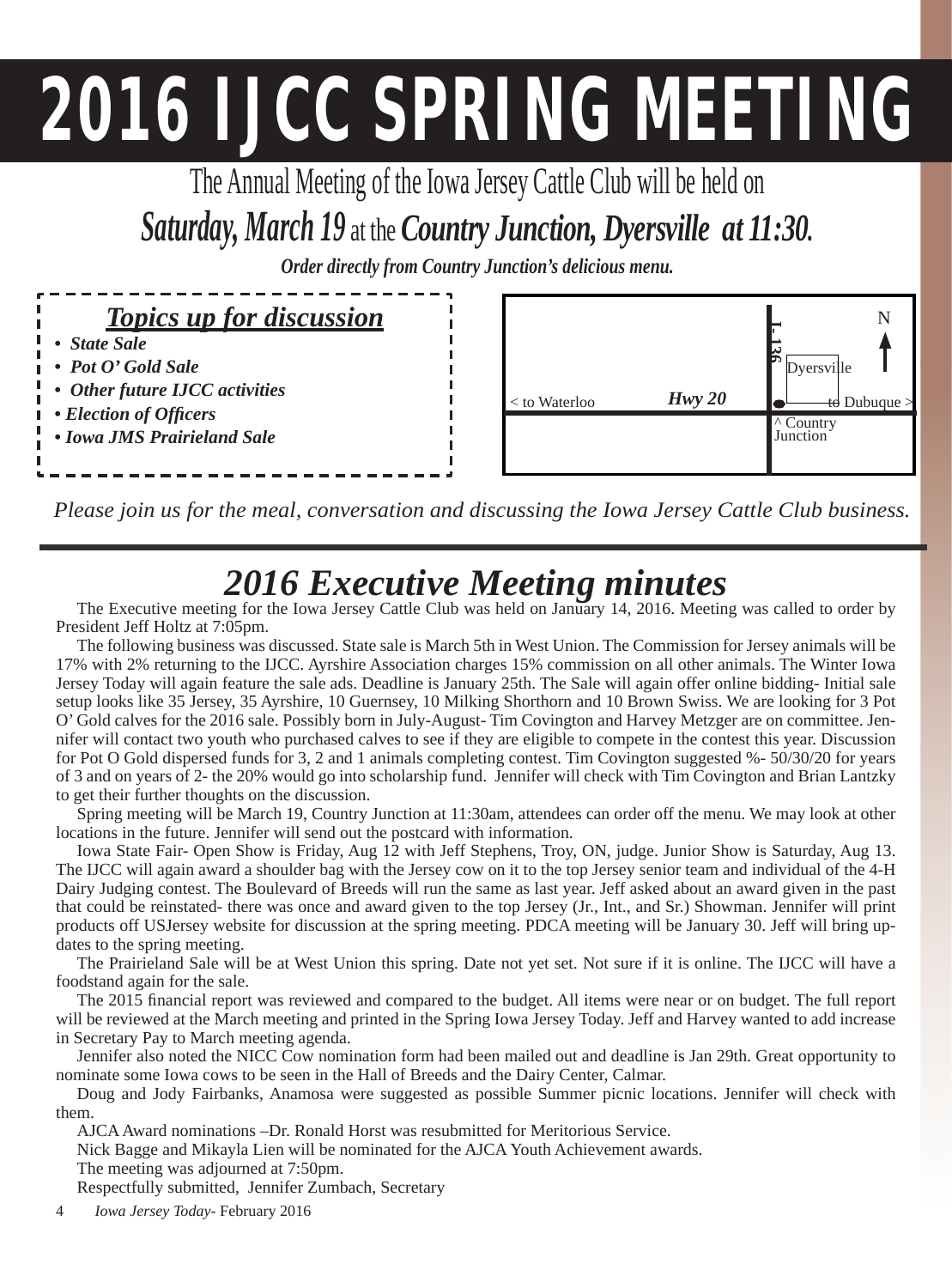# 2016 IJCC SPRING MEETING

The Annual Meeting of the Iowa Jersey Cattle Club will be held on

***Saturday, March 19*** at the ***Country Junction, Dyersville at 11:30.***

***Order directly from Country Junction's delicious menu.***

## *Topics up for discussion*

- ***State Sale***
- ***Pot O' Gold Sale***
- ***Other future IJCC activities***
- ***Election of Officers***
- ***Iowa JMS Prairieland Sale***

< to Waterloo — ***Hwy 20*** — to Dubuque >
I-136 — Dyersville — N
^ Country Junction

*Please join us for the meal, conversation and discussing the Iowa Jersey Cattle Club business.*

## *2016 Executive Meeting minutes*

The Executive meeting for the Iowa Jersey Cattle Club was held on January 14, 2016. Meeting was called to order by President Jeff Holtz at 7:05pm.

The following business was discussed. State sale is March 5th in West Union. The Commission for Jersey animals will be 17% with 2% returning to the IJCC. Ayrshire Association charges 15% commission on all other animals. The Winter Iowa Jersey Today will again feature the sale ads. Deadline is January 25th. The Sale will again offer online bidding- Initial sale setup looks like 35 Jersey, 35 Ayrshire, 10 Guernsey, 10 Milking Shorthorn and 10 Brown Swiss. We are looking for 3 Pot O' Gold calves for the 2016 sale. Possibly born in July-August- Tim Covington and Harvey Metzger are on committee. Jennifer will contact two youth who purchased calves to see if they are eligible to compete in the contest this year. Discussion for Pot O Gold dispersed funds for 3, 2 and 1 animals completing contest. Tim Covington suggested %- 50/30/20 for years of 3 and on years of 2- the 20% would go into scholarship fund. Jennifer will check with Tim Covington and Brian Lantzky to get their further thoughts on the discussion.

Spring meeting will be March 19, Country Junction at 11:30am, attendees can order off the menu. We may look at other locations in the future. Jennifer will send out the postcard with information.

Iowa State Fair- Open Show is Friday, Aug 12 with Jeff Stephens, Troy, ON, judge. Junior Show is Saturday, Aug 13. The IJCC will again award a shoulder bag with the Jersey cow on it to the top Jersey senior team and individual of the 4-H Dairy Judging contest. The Boulevard of Breeds will run the same as last year. Jeff asked about an award given in the past that could be reinstated- there was once and award given to the top Jersey (Jr., Int., and Sr.) Showman. Jennifer will print products off USJersey website for discussion at the spring meeting. PDCA meeting will be January 30. Jeff will bring updates to the spring meeting.

The Prairieland Sale will be at West Union this spring. Date not yet set. Not sure if it is online. The IJCC will have a foodstand again for the sale.

The 2015 financial report was reviewed and compared to the budget. All items were near or on budget. The full report will be reviewed at the March meeting and printed in the Spring Iowa Jersey Today. Jeff and Harvey wanted to add increase in Secretary Pay to March meeting agenda.

Jennifer also noted the NICC Cow nomination form had been mailed out and deadline is Jan 29th. Great opportunity to nominate some Iowa cows to be seen in the Hall of Breeds and the Dairy Center, Calmar.

Doug and Jody Fairbanks, Anamosa were suggested as possible Summer picnic locations. Jennifer will check with them.

AJCA Award nominations –Dr. Ronald Horst was resubmitted for Meritorious Service.

Nick Bagge and Mikayla Lien will be nominated for the AJCA Youth Achievement awards.

The meeting was adjourned at 7:50pm.

Respectfully submitted, Jennifer Zumbach, Secretary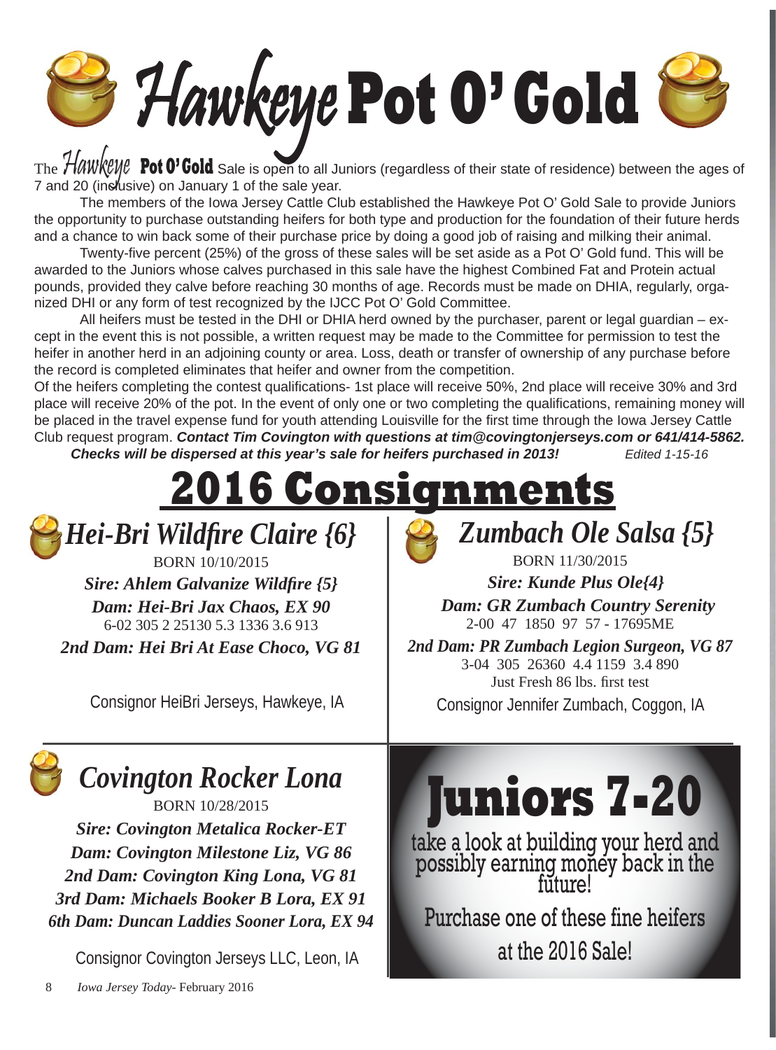# Hawkeye Pot O' Gold

The Hawkeye **Pot O' Gold** Sale is open to all Juniors (regardless of their state of residence) between the ages of 7 and 20 (inclusive) on January 1 of the sale year.

The members of the Iowa Jersey Cattle Club established the Hawkeye Pot O' Gold Sale to provide Juniors the opportunity to purchase outstanding heifers for both type and production for the foundation of their future herds and a chance to win back some of their purchase price by doing a good job of raising and milking their animal.

Twenty-five percent (25%) of the gross of these sales will be set aside as a Pot O' Gold fund. This will be awarded to the Juniors whose calves purchased in this sale have the highest Combined Fat and Protein actual pounds, provided they calve before reaching 30 months of age. Records must be made on DHIA, regularly, organized DHI or any form of test recognized by the IJCC Pot O' Gold Committee.

All heifers must be tested in the DHI or DHIA herd owned by the purchaser, parent or legal guardian – except in the event this is not possible, a written request may be made to the Committee for permission to test the heifer in another herd in an adjoining county or area. Loss, death or transfer of ownership of any purchase before the record is completed eliminates that heifer and owner from the competition.

Of the heifers completing the contest qualifications- 1st place will receive 50%, 2nd place will receive 30% and 3rd place will receive 20% of the pot. In the event of only one or two completing the qualifications, remaining money will be placed in the travel expense fund for youth attending Louisville for the first time through the Iowa Jersey Cattle Club request program. ***Contact Tim Covington with questions at tim@covingtonjerseys.com or 641/414-5862.***

***Checks will be dispersed at this year's sale for heifers purchased in 2013!*** *Edited 1-15-16*

## 2016 Consignments

### *Hei-Bri Wildfire Claire {6}*

BORN 10/10/2015

***Sire: Ahlem Galvanize Wildfire {5}***

***Dam: Hei-Bri Jax Chaos, EX 90***

6-02 305 2 25130 5.3 1336 3.6 913

***2nd Dam: Hei Bri At Ease Choco, VG 81***

Consignor HeiBri Jerseys, Hawkeye, IA

### *Zumbach Ole Salsa {5}*

BORN 11/30/2015

***Sire: Kunde Plus Ole{4}***

***Dam: GR Zumbach Country Serenity***

2-00 47 1850 97 57 - 17695ME

***2nd Dam: PR Zumbach Legion Surgeon, VG 87***

3-04 305 26360 4.4 1159 3.4 890

Just Fresh 86 lbs. first test

Consignor Jennifer Zumbach, Coggon, IA

### *Covington Rocker Lona*

BORN 10/28/2015

***Sire: Covington Metalica Rocker-ET***

***Dam: Covington Milestone Liz, VG 86***

***2nd Dam: Covington King Lona, VG 81***

***3rd Dam: Michaels Booker B Lora, EX 91***

***6th Dam: Duncan Laddies Sooner Lora, EX 94***

Consignor Covington Jerseys LLC, Leon, IA

## Juniors 7-20

take a look at building your herd and possibly earning money back in the future!

Purchase one of these fine heifers at the 2016 Sale!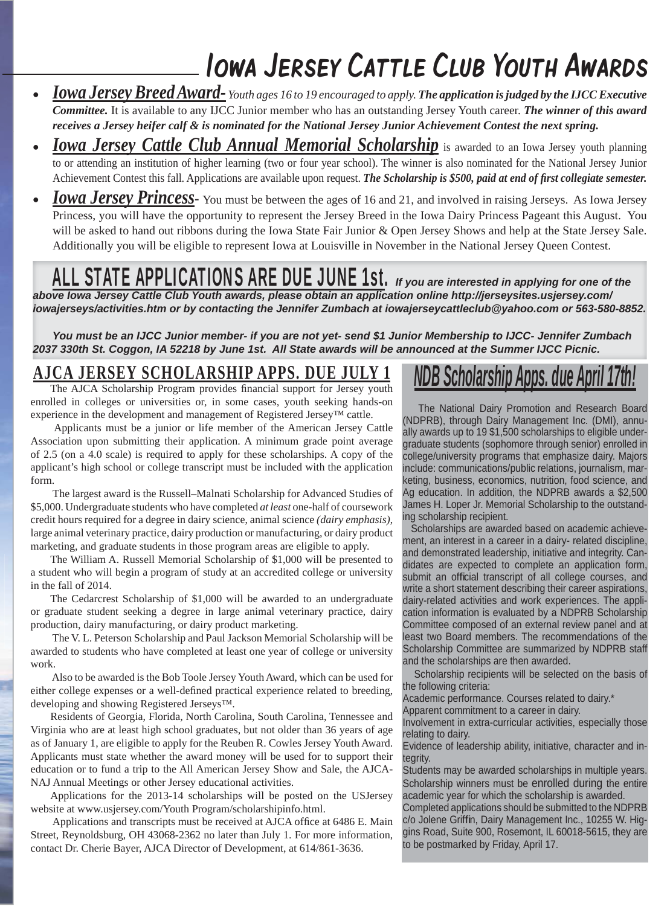# Iowa Jersey Cattle Club Youth Awards

- ***Iowa Jersey Breed Award-*** *Youth ages 16 to 19 encouraged to apply.* ***The application is judged by the IJCC Executive Committee.*** It is available to any IJCC Junior member who has an outstanding Jersey Youth career. ***The winner of this award receives a Jersey heifer calf & is nominated for the National Jersey Junior Achievement Contest the next spring.***
- ***Iowa Jersey Cattle Club Annual Memorial Scholarship*** is awarded to an Iowa Jersey youth planning to or attending an institution of higher learning (two or four year school). The winner is also nominated for the National Jersey Junior Achievement Contest this fall. Applications are available upon request. ***The Scholarship is $500, paid at end of first collegiate semester.***
- ***Iowa Jersey Princess***- You must be between the ages of 16 and 21, and involved in raising Jerseys. As Iowa Jersey Princess, you will have the opportunity to represent the Jersey Breed in the Iowa Dairy Princess Pageant this August. You will be asked to hand out ribbons during the Iowa State Fair Junior & Open Jersey Shows and help at the State Jersey Sale. Additionally you will be eligible to represent Iowa at Louisville in November in the National Jersey Queen Contest.

**ALL STATE APPLICATIONS ARE DUE JUNE 1st.** ***If you are interested in applying for one of the above Iowa Jersey Cattle Club Youth awards, please obtain an application online http://jerseysites.usjersey.com/iowajerseys/activities.htm or by contacting the Jennifer Zumbach at iowajerseycattleclub@yahoo.com or 563-580-8852.***

***You must be an IJCC Junior member- if you are not yet- send $1 Junior Membership to IJCC- Jennifer Zumbach 2037 330th St. Coggon, IA 52218 by June 1st. All State awards will be announced at the Summer IJCC Picnic.***

## AJCA JERSEY SCHOLARSHIP APPS. DUE JULY 1

The AJCA Scholarship Program provides financial support for Jersey youth enrolled in colleges or universities or, in some cases, youth seeking hands-on experience in the development and management of Registered Jersey™ cattle.

Applicants must be a junior or life member of the American Jersey Cattle Association upon submitting their application. A minimum grade point average of 2.5 (on a 4.0 scale) is required to apply for these scholarships. A copy of the applicant's high school or college transcript must be included with the application form.

The largest award is the Russell–Malnati Scholarship for Advanced Studies of $5,000. Undergraduate students who have completed *at least* one-half of coursework credit hours required for a degree in dairy science, animal science *(dairy emphasis)*, large animal veterinary practice, dairy production or manufacturing, or dairy product marketing, and graduate students in those program areas are eligible to apply.

The William A. Russell Memorial Scholarship of $1,000 will be presented to a student who will begin a program of study at an accredited college or university in the fall of 2014.

The Cedarcrest Scholarship of $1,000 will be awarded to an undergraduate or graduate student seeking a degree in large animal veterinary practice, dairy production, dairy manufacturing, or dairy product marketing.

The V. L. Peterson Scholarship and Paul Jackson Memorial Scholarship will be awarded to students who have completed at least one year of college or university work.

Also to be awarded is the Bob Toole Jersey Youth Award, which can be used for either college expenses or a well-defined practical experience related to breeding, developing and showing Registered Jerseys™.

Residents of Georgia, Florida, North Carolina, South Carolina, Tennessee and Virginia who are at least high school graduates, but not older than 36 years of age as of January 1, are eligible to apply for the Reuben R. Cowles Jersey Youth Award. Applicants must state whether the award money will be used for to support their education or to fund a trip to the All American Jersey Show and Sale, the AJCA-NAJ Annual Meetings or other Jersey educational activities.

Applications for the 2013-14 scholarships will be posted on the USJersey website at www.usjersey.com/Youth Program/scholarshipinfo.html.

Applications and transcripts must be received at AJCA office at 6486 E. Main Street, Reynoldsburg, OH 43068-2362 no later than July 1. For more information, contact Dr. Cherie Bayer, AJCA Director of Development, at 614/861-3636.

## NDB Scholarship Apps. due April 17th!

The National Dairy Promotion and Research Board (NDPRB), through Dairy Management Inc. (DMI), annually awards up to 19 $1,500 scholarships to eligible undergraduate students (sophomore through senior) enrolled in college/university programs that emphasize dairy. Majors include: communications/public relations, journalism, marketing, business, economics, nutrition, food science, and Ag education. In addition, the NDPRB awards a $2,500 James H. Loper Jr. Memorial Scholarship to the outstanding scholarship recipient.

Scholarships are awarded based on academic achievement, an interest in a career in a dairy- related discipline, and demonstrated leadership, initiative and integrity. Candidates are expected to complete an application form, submit an official transcript of all college courses, and write a short statement describing their career aspirations, dairy-related activities and work experiences. The application information is evaluated by a NDPRB Scholarship Committee composed of an external review panel and at least two Board members. The recommendations of the Scholarship Committee are summarized by NDPRB staff and the scholarships are then awarded.

Scholarship recipients will be selected on the basis of the following criteria:

Academic performance. Courses related to dairy.*

Apparent commitment to a career in dairy.

Involvement in extra-curricular activities, especially those relating to dairy.

Evidence of leadership ability, initiative, character and integrity.

Students may be awarded scholarships in multiple years. Scholarship winners must be enrolled during the entire academic year for which the scholarship is awarded.

Completed applications should be submitted to the NDPRB c/o Jolene Griffin, Dairy Management Inc., 10255 W. Higgins Road, Suite 900, Rosemont, IL 60018-5615, they are to be postmarked by Friday, April 17.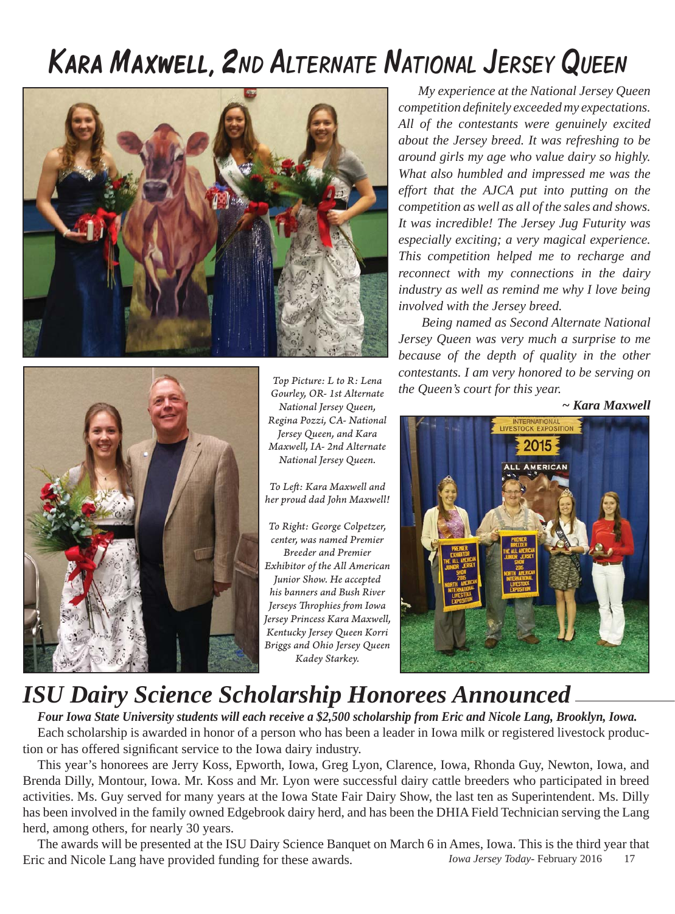# Kara Maxwell, 2nd Alternate National Jersey Queen

*My experience at the National Jersey Queen competition definitely exceeded my expectations. All of the contestants were genuinely excited about the Jersey breed. It was refreshing to be around girls my age who value dairy so highly. What also humbled and impressed me was the effort that the AJCA put into putting on the competition as well as all of the sales and shows. It was incredible! The Jersey Jug Futurity was especially exciting; a very magical experience. This competition helped me to recharge and reconnect with my connections in the dairy industry as well as remind me why I love being involved with the Jersey breed.*

*Being named as Second Alternate National Jersey Queen was very much a surprise to me because of the depth of quality in the other contestants. I am very honored to be serving on the Queen's court for this year.*

***~ Kara Maxwell***

*Top Picture: L to R: Lena Gourley, OR- 1st Alternate National Jersey Queen, Regina Pozzi, CA- National Jersey Queen, and Kara Maxwell, IA- 2nd Alternate National Jersey Queen.*

*To Left: Kara Maxwell and her proud dad John Maxwell!*

*To Right: George Colpetzer, center, was named Premier Breeder and Premier Exhibitor of the All American Junior Show. He accepted his banners and Bush River Jerseys Throphies from Iowa Jersey Princess Kara Maxwell, Kentucky Jersey Queen Korri Briggs and Ohio Jersey Queen Kadey Starkey.*

# *ISU Dairy Science Scholarship Honorees Announced*

***Four Iowa State University students will each receive a $2,500 scholarship from Eric and Nicole Lang, Brooklyn, Iowa.***

Each scholarship is awarded in honor of a person who has been a leader in Iowa milk or registered livestock production or has offered significant service to the Iowa dairy industry.

This year's honorees are Jerry Koss, Epworth, Iowa, Greg Lyon, Clarence, Iowa, Rhonda Guy, Newton, Iowa, and Brenda Dilly, Montour, Iowa. Mr. Koss and Mr. Lyon were successful dairy cattle breeders who participated in breed activities. Ms. Guy served for many years at the Iowa State Fair Dairy Show, the last ten as Superintendent. Ms. Dilly has been involved in the family owned Edgebrook dairy herd, and has been the DHIA Field Technician serving the Lang herd, among others, for nearly 30 years.

The awards will be presented at the ISU Dairy Science Banquet on March 6 in Ames, Iowa. This is the third year that Eric and Nicole Lang have provided funding for these awards.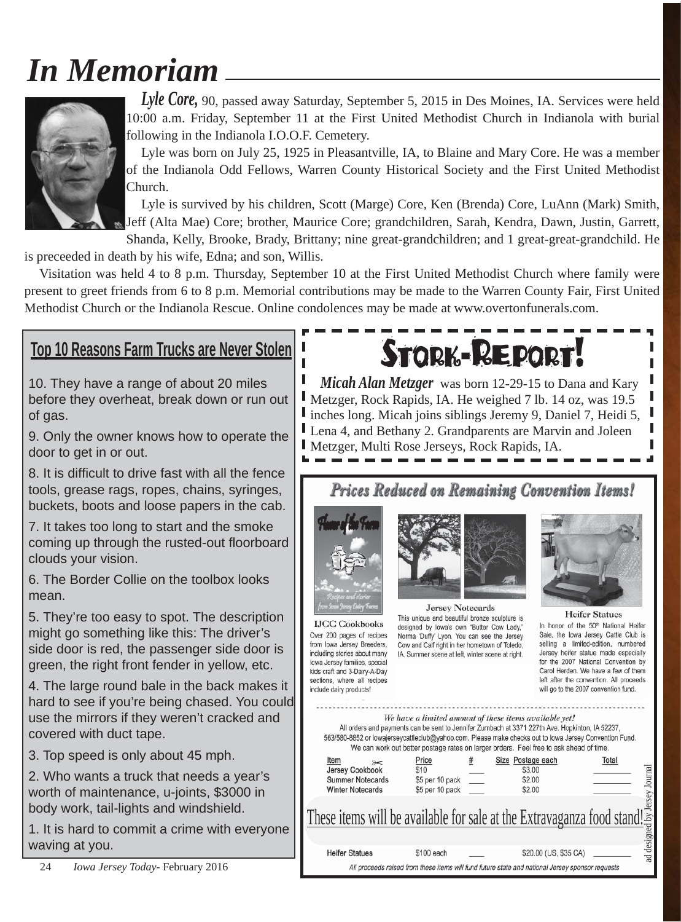# In Memoriam

***Lyle Core,*** 90, passed away Saturday, September 5, 2015 in Des Moines, IA. Services were held 10:00 a.m. Friday, September 11 at the First United Methodist Church in Indianola with burial following in the Indianola I.O.O.F. Cemetery.

Lyle was born on July 25, 1925 in Pleasantville, IA, to Blaine and Mary Core. He was a member of the Indianola Odd Fellows, Warren County Historical Society and the First United Methodist Church.

Lyle is survived by his children, Scott (Marge) Core, Ken (Brenda) Core, LuAnn (Mark) Smith, Jeff (Alta Mae) Core; brother, Maurice Core; grandchildren, Sarah, Kendra, Dawn, Justin, Garrett, Shanda, Kelly, Brooke, Brady, Brittany; nine great-grandchildren; and 1 great-great-grandchild. He is preceeded in death by his wife, Edna; and son, Willis.

Visitation was held 4 to 8 p.m. Thursday, September 10 at the First United Methodist Church where family were present to greet friends from 6 to 8 p.m. Memorial contributions may be made to the Warren County Fair, First United Methodist Church or the Indianola Rescue. Online condolences may be made at www.overtonfunerals.com.

## Top 10 Reasons Farm Trucks are Never Stolen

10. They have a range of about 20 miles before they overheat, break down or run out of gas.

9. Only the owner knows how to operate the door to get in or out.

8. It is difficult to drive fast with all the fence tools, grease rags, ropes, chains, syringes, buckets, boots and loose papers in the cab.

7. It takes too long to start and the smoke coming up through the rusted-out floorboard clouds your vision.

6. The Border Collie on the toolbox looks mean.

5. They're too easy to spot. The description might go something like this: The driver's side door is red, the passenger side door is green, the right front fender in yellow, etc.

4. The large round bale in the back makes it hard to see if you're being chased. You could use the mirrors if they weren't cracked and covered with duct tape.

3. Top speed is only about 45 mph.

2. Who wants a truck that needs a year's worth of maintenance, u-joints, $3000 in body work, tail-lights and windshield.

1. It is hard to commit a crime with everyone waving at you.

## Stork-Report!

***Micah Alan Metzger*** was born 12-29-15 to Dana and Kary Metzger, Rock Rapids, IA. He weighed 7 lb. 14 oz, was 19.5 inches long. Micah joins siblings Jeremy 9, Daniel 7, Heidi 5, Lena 4, and Bethany 2. Grandparents are Marvin and Joleen Metzger, Multi Rose Jerseys, Rock Rapids, IA.

## *Prices Reduced on Remaining Convention Items!*

**IJCC Cookbooks**
Over 200 pages of recipes from Iowa Jersey Breeders, including stories about many Iowa Jersey families, special kids craft and 3-Dairy-A-Day sections, where all recipes include dairy products!

**Jersey Notecards**
This unique and beautiful bronze sculpture is designed by Iowa's own "Butter Cow Lady," Norma 'Duffy' Lyon. You can see the Jersey Cow and Calf right in her hometown of Toledo, IA. Summer scene at left, winter scene at right.

**Heifer Statues**
In honor of the 50[th] National Heifer Sale, the Iowa Jersey Cattle Club is selling a limited-edition, numbered Jersey heifer statue made especially for the 2007 National Convention by Carol Herden. We have a few of them left after the convention. All proceeds will go to the 2007 convention fund.

*We have a limited amount of these items available yet!*
All orders and payments can be sent to Jennifer Zumbach at 3371 227th Ave. Hopkinton, IA 52237, 563/580-8852 or iowajerseycattleclub@yahoo.com. Please make checks out to Iowa Jersey Convention Fund. We can work out better postage rates on larger orders. Feel free to ask ahead of time.

| Item | Price | # | Size Postage each | Total |
|---|---|---|---|---|
| Jersey Cookbook | $10 | | $3.00 | |
| Summer Notecards | $5 per 10 pack | | $2.00 | |
| Winter Notecards | $5 per 10 pack | | $2.00 | |
| Heifer Statues | $100 each | | $20.00 (US, $35 CA) | |

These items will be available for sale at the Extravaganza food stand!

*All proceeds raised from these items will fund future state and national Jersey sponsor requests*

ad designed by Jersey Journal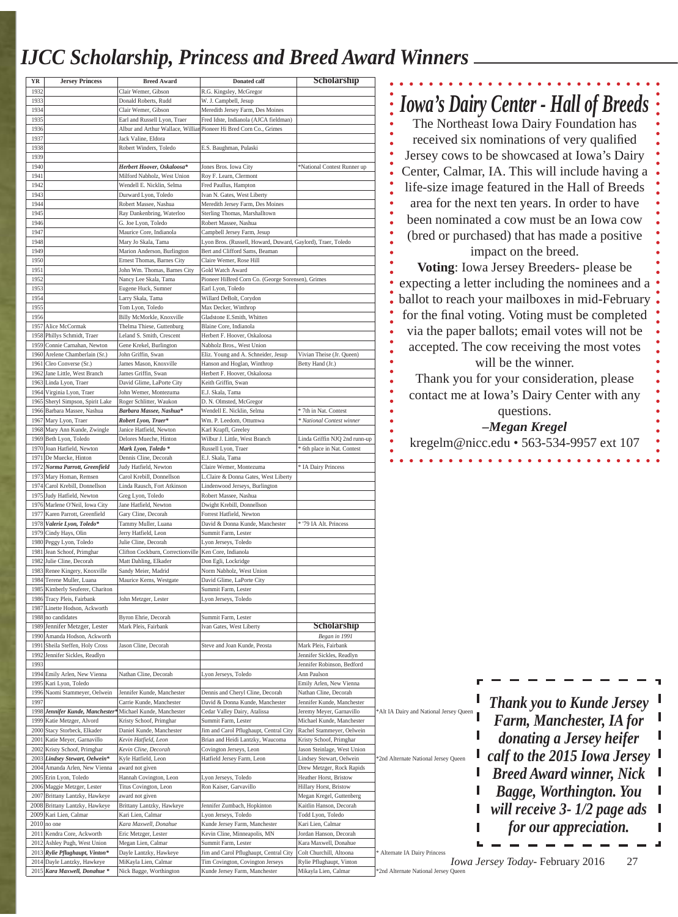# IJCC Scholarship, Princess and Breed Award Winners

| YR | Jersey Princess | Breed Award | Donated calf | Scholarship |
|---|---|---|---|---|
| 1932 | | Clair Wemer, Gibson | R.G. Kingsley, McGregor | |
| 1933 | | Donald Roberts, Rudd | W. J. Campbell, Jesup | |
| 1934 | | Clair Wemer, Gibson | Meredith Jersey Farm, Des Moines | |
| 1935 | | Earl and Russell Lyon, Traer | Fred Idste, Indianola (AJCA fieldman) | |
| 1936 | | Albur and Arthur Wallace, Willian | Pioneer Hi Bred Corn Co., Grimes | |
| 1937 | | Jack Valine, Eldora | | |
| 1938 | | Robert Winders, Toledo | E.S. Baughman, Pulaski | |
| 1939 | | | | |
| 1940 | | ***Herbert Hoover, Oskaloosa**** | Jones Bros. Iowa City | *National Contest Runner up |
| 1941 | | Milford Nabholz, West Union | Roy F. Learn, Clermont | |
| 1942 | | Wendell E. Nicklin, Selma | Fred Paullus, Hampton | |
| 1943 | | Durward Lyon, Toledo | Ivan N. Gates, West Liberty | |
| 1944 | | Robert Massee, Nashua | Meredith Jersey Farm, Des Moines | |
| 1945 | | Ray Dankenbring, Waterloo | Sterling Thomas, Marshalltown | |
| 1946 | | G. Joe Lyon, Toledo | Robert Massee, Nashua | |
| 1947 | | Maurice Core, Indianola | Campbell Jersey Farm, Jesup | |
| 1948 | | Mary Jo Skala, Tama | Lyon Bros. (Russell, Howard, Duward, Gaylord), Traer, Toledo | |
| 1949 | | Marion Anderson, Burlington | Bert and Clifford Sams, Beaman | |
| 1950 | | Ernest Thomas, Barnes City | Claire Wemer, Rose Hill | |
| 1951 | | John Wm. Thomas, Barnes City | Gold Watch Award | |
| 1952 | | Nancy Lee Skala, Tama | Pioneer HiBred Corn Co. (George Sorensen), Grimes | |
| 1953 | | Eugene Huck, Sumner | Earl Lyon, Toledo | |
| 1954 | | Larry Skala, Tama | Willard DeBolt, Corydon | |
| 1955 | | Tom Lyon, Toledo | Max Decker, Winthrop | |
| 1956 | | Billy McMorkle, Knoxville | Gladstone E.Smith, Whitten | |
| 1957 | Alice McCormak | Thelma Thiese, Guttenburg | Blaine Core, Indianola | |
| 1958 | Phillys Schmidt, Traer | Leland S. Smith, Crescent | Herbert F. Hoover, Oskaloosa | |
| 1959 | Connie Carnahan, Newton | Gene Krekel, Burlington | Nabholz Bros., West Union | |
| 1960 | Arelene Chamberlain (Sr.) | John Griffin, Swan | Eliz. Young and A. Schneider, Jesup | Vivian Theise (Jr. Queen) |
| 1961 | Cleo Converse (Sr.) | James Mason, Knoxville | Hanson and Hoglan, Winthrop | Betty Hand (Jr.) |
| 1962 | Jane Little, West Branch | James Griffin, Swan | Herbert F. Hoover, Oskaloosa | |
| 1963 | Linda Lyon, Traer | David Cline, LaPorte City | Keith Griffin, Swan | |
| 1964 | Virginia Lyon, Traer | John Wemer, Montezuma | E.J. Skala, Tama | |
| 1965 | Sheryl Simpson, Spirit Lake | Roger Schlitter, Waukon | D. N. Olmsted, McGregor | |
| 1966 | Barbara Massee, Nashua | ***Barbara Massee, Nashua**** | Wendell E. Nicklin, Selma | * 7th in Nat. Contest |
| 1967 | Mary Lyon, Traer | ***Robert Lyon, Traer**** | Wm. P. Leedom, Ottumwa | * *National Contest winner* |
| 1968 | Mary Ann Kunde, Zwingle | Janice Hatfield, Newton | Karl Krapfl, Greeley | |
| 1969 | Beth Lyon, Toledo | Delores Mueche, Hinton | Wilbur J. Little, West Branch | Linda Griffin NJQ 2nd runn-up |
| 1970 | Joan Hatfield, Newton | ***Mark Lyon, Toledo**** | Russell Lyon, Traer | * 6th place in Nat. Contest |
| 1971 | De Muecke, Hinton | Dennis Cline, Decorah | E.J. Skala, Tama | |
| 1972 | ***Norma Parrott, Greenfield*** | Judy Hatfield, Newton | Claire Wemer, Montezuma | * IA Dairy Princess |
| 1973 | Mary Homan, Remsen | Carol Krebill, Donnellson | L.Claire & Donna Gates, West Liberty | |
| 1974 | Carol Krebill, Donnellson | Linda Rausch, Fort Atkinson | Lindenwood Jerseys, Burlington | |
| 1975 | Judy Hatfield, Newton | Greg Lyon, Toledo | Robert Massee, Nashua | |
| 1976 | Marlene O'Neil, Iowa City | Jane Hatfield, Newton | Dwight Krebill, Donnellson | |
| 1977 | Karen Parrott, Greenfield | Gary Cline, Decorah | Forrest Hatfield, Newton | |
| 1978 | ***Valerie Lyon, Toledo**** | Tammy Muller, Luana | David & Donna Kunde, Manchester | * '79 IA Alt. Princess |
| 1979 | Cindy Hays, Olin | Jerry Hatfield, Leon | Summit Farm, Lester | |
| 1980 | Peggy Lyon, Toledo | Julie Cline, Decorah | Lyon Jerseys, Toledo | |
| 1981 | Jean Schoof, Primghar | Clifton Cockburn, Correctionville | Ken Core, Indianola | |
| 1982 | Julie Cline, Decorah | Matt Dahling, Elkader | Don Egli, Lockridge | |
| 1983 | Renee Kingery, Knoxville | Sandy Meier, Madrid | Norm Nabholz, West Union | |
| 1984 | Terene Muller, Luana | Maurice Kerns, Westgate | David Glime, LaPorte City | |
| 1985 | Kimberly Seuferer, Chariton | | Summit Farm, Lester | |
| 1986 | Tracy Pleis, Fairbank | John Metzger, Lester | Lyon Jerseys, Toledo | |
| 1987 | Linette Hodson, Ackworth | | | |
| 1988 | no candidates | Byron Ehrie, Decorah | Summit Farm, Lester | |
| 1989 | Jennifer Metzger, Lester | Mark Pleis, Fairbank | Ivan Gates, West Liberty | **Scholarship** |
| 1990 | Amanda Hodson, Ackworth | | | *Began in 1991* |
| 1991 | Sheila Steffen, Holy Cross | Jason Cline, Decorah | Steve and Joan Kunde, Peosta | Mark Pleis, Fairbank |
| 1992 | Jennifer Sickles, Readlyn | | | Jennifer Sickles, Readlyn |
| 1993 | | | | Jennifer Robinson, Bedford |
| 1994 | Emily Arlen, New Vienna | Nathan Cline, Decorah | Lyon Jerseys, Toledo | Ann Paulson |
| 1995 | Kari Lyon, Toledo | | | Emily Arlen, New Vienna |
| 1996 | Naomi Stammeyer, Oelwein | Jennifer Kunde, Manchester | Dennis and Cheryl Cline, Decorah | Nathan Cline, Decorah |
| 1997 | | Carrie Kunde, Manchester | David & Donna Kunde, Manchester | Jennifer Kunde, Manchester |
| 1998 | ***Jennifer Kunde, Manchester**** | Michael Kunde, Manchester | Cedar Valley Dairy, Atalissa | Jeremy Meyer, Garnavillo |
| 1999 | Katie Metzger, Alvord | Kristy Schoof, Primghar | Summit Farm, Lester | Michael Kunde, Manchester |
| 2000 | Stacy Storbeck, Elkader | Daniel Kunde, Manchester | Jim and Carol Pflughaupt, Central City | Rachel Stammeyer, Oelwein |
| 2001 | Katie Meyer, Garnavillo | *Kevin Hatfield, Leon* | Brian and Heidi Lantzky, Waucoma | Kristy Schoof, Primghar |
| 2002 | Kristy Schoof, Primghar | *Kevin Cline, Decorah* | Covington Jerseys, Leon | Jason Steinlage, West Union |
| 2003 | ***Lindsey Stewart, Oelwein**** | Kyle Hatfield, Leon | Hatfield Jersey Farm, Leon | Lindsey Stewart, Oelwein |
| 2004 | Amanda Arlen, New Vienna | award not given | | Drew Metzger, Rock Rapids |
| 2005 | Erin Lyon, Toledo | Hannah Covington, Leon | Lyon Jerseys, Toledo | Heather Horst, Bristow |
| 2006 | Maggie Metzger, Lester | Titus Covington, Leon | Ron Kaiser, Garvarvillo | Hillary Horst, Bristow |
| 2007 | Brittany Lantzky, Hawkeye | award not given | | Megan Kregel, Guttenberg |
| 2008 | Brittany Lantzky, Hawkeye | Brittany Lantzky, Hawkeye | Jennifer Zumbach, Hopkinton | Kaitlin Hanson, Decorah |
| 2009 | Kari Lien, Calmar | Kari Lien, Calmar | Lyon Jerseys, Toledo | Todd Lyon, Toledo |
| 2010 | no one | *Kara Maxwell, Donahue* | Kunde Jersey Farm, Manchester | Kari Lien, Calmar |
| 2011 | Kendra Core, Ackworth | Eric Metzger, Lester | Kevin Cline, Minneapolis, MN | Jordan Hanson, Decorah |
| 2012 | Ashley Pugh, West Union | Megan Lien, Calmar | Summit Farm, Lester | Kara Maxwell, Donahue |
| 2013 | ***Rylie Pflughaupt, Vinton**** | Dayle Lantzky, Hawkeye | Jim and Carol Pflughaupt, Central City | Colt Churchill, Altoona |
| 2014 | Dayle Lantzky, Hawkeye | MiKayla Lien, Calmar | Tim Covington, Covington Jerseys | Rylie Pflughaupt, Vinton |
| 2015 | ***Kara Maxwell, Donahue**** | Nick Bagge, Worthington | Kunde Jersey Farm, Manchester | Mikayla Lien, Calmar |

*Alt IA Dairy and National Jersey Queen (1998)

*2nd Alternate National Jersey Queen (2003)

* Alternate IA Dairy Princess (2013)

*2nd Alternate National Jersey Queen (2015)

## Iowa's Dairy Center - Hall of Breeds

The Northeast Iowa Dairy Foundation has received six nominations of very qualified Jersey cows to be showcased at Iowa's Dairy Center, Calmar, IA. This will include having a life-size image featured in the Hall of Breeds area for the next ten years. In order to have been nominated a cow must be an Iowa cow (bred or purchased) that has made a positive impact on the breed.

**Voting**: Iowa Jersey Breeders- please be expecting a letter including the nominees and a ballot to reach your mailboxes in mid-February for the final voting. Voting must be completed via the paper ballots; email votes will not be accepted. The cow receiving the most votes will be the winner.

Thank you for your consideration, please contact me at Iowa's Dairy Center with any questions.

***–Megan Kregel***

kregelm@nicc.edu • 563-534-9957 ext 107

***Thank you to Kunde Jersey Farm, Manchester, IA for donating a Jersey heifer calf to the 2015 Iowa Jersey Breed Award winner, Nick Bagge, Worthington. You will receive 3- 1/2 page ads for our appreciation.***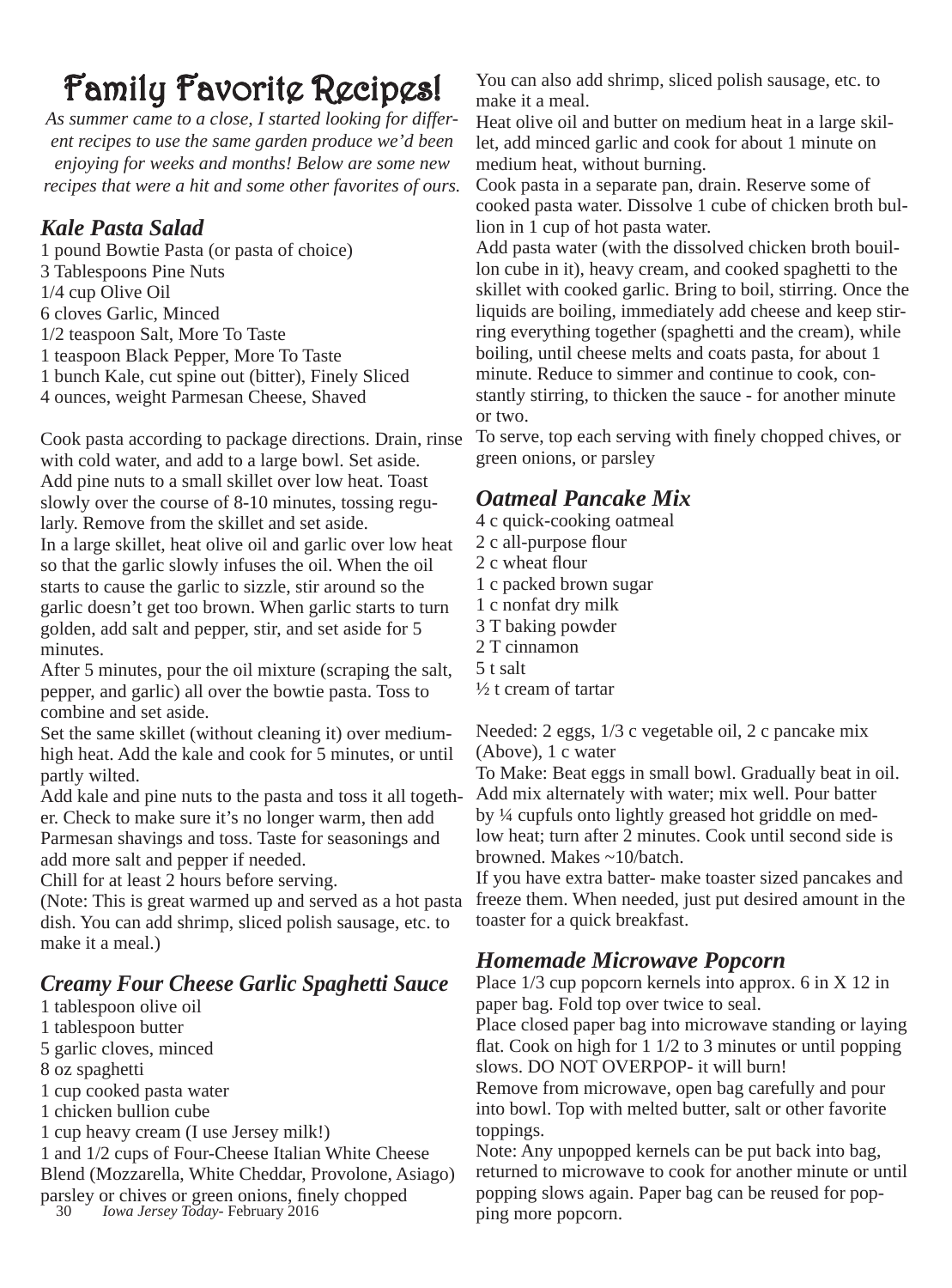# Family Favorite Recipes!

*As summer came to a close, I started looking for different recipes to use the same garden produce we'd been enjoying for weeks and months! Below are some new recipes that were a hit and some other favorites of ours.*

## *Kale Pasta Salad*

1 pound Bowtie Pasta (or pasta of choice)
3 Tablespoons Pine Nuts
1/4 cup Olive Oil
6 cloves Garlic, Minced
1/2 teaspoon Salt, More To Taste
1 teaspoon Black Pepper, More To Taste
1 bunch Kale, cut spine out (bitter), Finely Sliced
4 ounces, weight Parmesan Cheese, Shaved

Cook pasta according to package directions. Drain, rinse with cold water, and add to a large bowl. Set aside.
Add pine nuts to a small skillet over low heat. Toast slowly over the course of 8-10 minutes, tossing regularly. Remove from the skillet and set aside.
In a large skillet, heat olive oil and garlic over low heat so that the garlic slowly infuses the oil. When the oil starts to cause the garlic to sizzle, stir around so the garlic doesn't get too brown. When garlic starts to turn golden, add salt and pepper, stir, and set aside for 5 minutes.
After 5 minutes, pour the oil mixture (scraping the salt, pepper, and garlic) all over the bowtie pasta. Toss to combine and set aside.
Set the same skillet (without cleaning it) over medium-high heat. Add the kale and cook for 5 minutes, or until partly wilted.
Add kale and pine nuts to the pasta and toss it all together. Check to make sure it's no longer warm, then add Parmesan shavings and toss. Taste for seasonings and add more salt and pepper if needed.
Chill for at least 2 hours before serving.
(Note: This is great warmed up and served as a hot pasta dish. You can add shrimp, sliced polish sausage, etc. to make it a meal.)

## *Creamy Four Cheese Garlic Spaghetti Sauce*

1 tablespoon olive oil
1 tablespoon butter
5 garlic cloves, minced
8 oz spaghetti
1 cup cooked pasta water
1 chicken bullion cube
1 cup heavy cream (I use Jersey milk!)
1 and 1/2 cups of Four-Cheese Italian White Cheese Blend (Mozzarella, White Cheddar, Provolone, Asiago)
parsley or chives or green onions, finely chopped

You can also add shrimp, sliced polish sausage, etc. to make it a meal.
Heat olive oil and butter on medium heat in a large skillet, add minced garlic and cook for about 1 minute on medium heat, without burning.
Cook pasta in a separate pan, drain. Reserve some of cooked pasta water. Dissolve 1 cube of chicken broth bullion in 1 cup of hot pasta water.
Add pasta water (with the dissolved chicken broth bouillon cube in it), heavy cream, and cooked spaghetti to the skillet with cooked garlic. Bring to boil, stirring. Once the liquids are boiling, immediately add cheese and keep stirring everything together (spaghetti and the cream), while boiling, until cheese melts and coats pasta, for about 1 minute. Reduce to simmer and continue to cook, constantly stirring, to thicken the sauce - for another minute or two.
To serve, top each serving with finely chopped chives, or green onions, or parsley

## *Oatmeal Pancake Mix*

4 c quick-cooking oatmeal
2 c all-purpose flour
2 c wheat flour
1 c packed brown sugar
1 c nonfat dry milk
3 T baking powder
2 T cinnamon
5 t salt
½ t cream of tartar

Needed: 2 eggs, 1/3 c vegetable oil, 2 c pancake mix (Above), 1 c water
To Make: Beat eggs in small bowl. Gradually beat in oil. Add mix alternately with water; mix well. Pour batter by ¼ cupfuls onto lightly greased hot griddle on med-low heat; turn after 2 minutes. Cook until second side is browned. Makes ~10/batch.
If you have extra batter- make toaster sized pancakes and freeze them. When needed, just put desired amount in the toaster for a quick breakfast.

## *Homemade Microwave Popcorn*

Place 1/3 cup popcorn kernels into approx. 6 in X 12 in paper bag. Fold top over twice to seal.
Place closed paper bag into microwave standing or laying flat. Cook on high for 1 1/2 to 3 minutes or until popping slows. DO NOT OVERPOP- it will burn!
Remove from microwave, open bag carefully and pour into bowl. Top with melted butter, salt or other favorite toppings.
Note: Any unpopped kernels can be put back into bag, returned to microwave to cook for another minute or until popping slows again. Paper bag can be reused for popping more popcorn.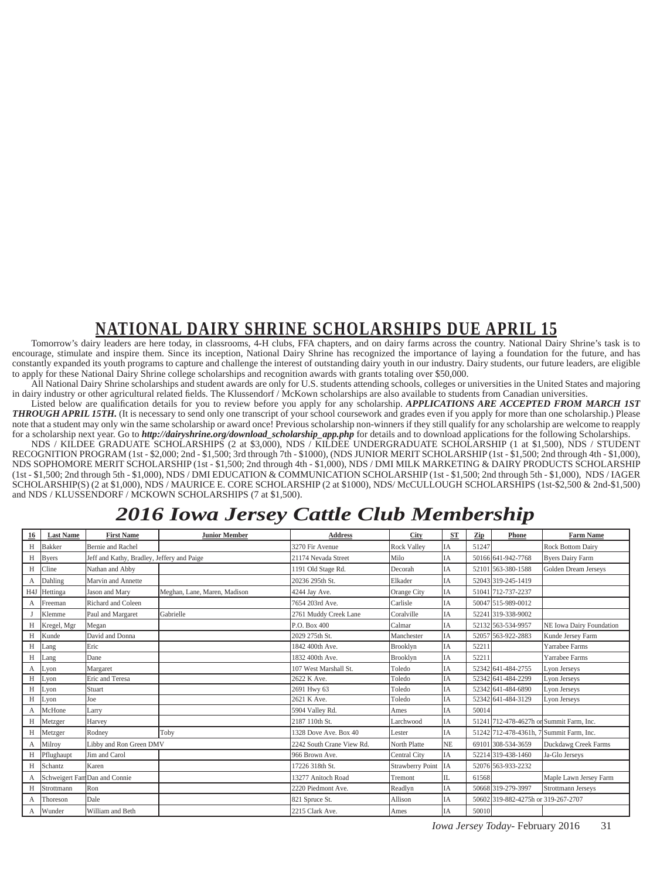# NATIONAL DAIRY SHRINE SCHOLARSHIPS DUE APRIL 15

Tomorrow's dairy leaders are here today, in classrooms, 4-H clubs, FFA chapters, and on dairy farms across the country. National Dairy Shrine's task is to encourage, stimulate and inspire them. Since its inception, National Dairy Shrine has recognized the importance of laying a foundation for the future, and has constantly expanded its youth programs to capture and challenge the interest of outstanding dairy youth in our industry. Dairy students, our future leaders, are eligible to apply for these National Dairy Shrine college scholarships and recognition awards with grants totaling over $50,000.

All National Dairy Shrine scholarships and student awards are only for U.S. students attending schools, colleges or universities in the United States and majoring in dairy industry or other agricultural related fields. The Klussendorf / McKown scholarships are also available to students from Canadian universities.

Listed below are qualification details for you to review before you apply for any scholarship. ***APPLICATIONS ARE ACCEPTED FROM MARCH 1ST THROUGH APRIL 15TH.*** (It is necessary to send only one transcript of your school coursework and grades even if you apply for more than one scholarship.) Please note that a student may only win the same scholarship or award once! Previous scholarship non-winners if they still qualify for any scholarship are welcome to reapply for a scholarship next year. Go to ***http://dairyshrine.org/download_scholarship_app.php*** for details and to download applications for the following Scholarships.

NDS / KILDEE GRADUATE SCHOLARSHIPS (2 at $3,000), NDS / KILDEE UNDERGRADUATE SCHOLARSHIP (1 at $1,500), NDS / STUDENT RECOGNITION PROGRAM (1st - $2,000; 2nd - $1,500; 3rd through 7th - $1000), (NDS JUNIOR MERIT SCHOLARSHIP (1st - $1,500; 2nd through 4th - $1,000), NDS SOPHOMORE MERIT SCHOLARSHIP (1st - $1,500; 2nd through 4th - $1,000), NDS / DMI MILK MARKETING & DAIRY PRODUCTS SCHOLARSHIP (1st - $1,500; 2nd through 5th - $1,000), NDS / DMI EDUCATION & COMMUNICATION SCHOLARSHIP (1st - $1,500; 2nd through 5th - $1,000), NDS / IAGER SCHOLARSHIP(S) (2 at $1,000), NDS / MAURICE E. CORE SCHOLARSHIP (2 at $1000), NDS/ McCULLOUGH SCHOLARSHIPS (1st-$2,500 & 2nd-$1,500) and NDS / KLUSSENDORF / MCKOWN SCHOLARSHIPS (7 at $1,500).

# 2016 Iowa Jersey Cattle Club Membership

| 16 | Last Name | First Name | Junior Member | Address | City | ST | Zip | Phone | Farm Name |
|---|---|---|---|---|---|---|---|---|---|
| H | Bakker | Bernie and Rachel | | 3270 Fir Avenue | Rock Valley | IA | 51247 | | Rock Bottom Dairy |
| H | Byers | Jeff and Kathy, Bradley, Jeffery and Paige | | 21174 Nevada Street | Milo | IA | 50166 | 641-942-7768 | Byers Dairy Farm |
| H | Cline | Nathan and Abby | | 1191 Old Stage Rd. | Decorah | IA | 52101 | 563-380-1588 | Golden Dream Jerseys |
| A | Dahling | Marvin and Annette | | 20236 295th St. | Elkader | IA | 52043 | 319-245-1419 | |
| H4J | Hettinga | Jason and Mary | Meghan, Lane, Maren, Madison | 4244 Jay Ave. | Orange City | IA | 51041 | 712-737-2237 | |
| A | Freeman | Richard and Coleen | | 7654 203rd Ave. | Carlisle | IA | 50047 | 515-989-0012 | |
| J | Klemme | Paul and Margaret | Gabrielle | 2761 Muddy Creek Lane | Coralville | IA | 52241 | 319-338-9002 | |
| H | Kregel, Mgr | Megan | | P.O. Box 400 | Calmar | IA | 52132 | 563-534-9957 | NE Iowa Dairy Foundation |
| H | Kunde | David and Donna | | 2029 275th St. | Manchester | IA | 52057 | 563-922-2883 | Kunde Jersey Farm |
| H | Lang | Eric | | 1842 400th Ave. | Brooklyn | IA | 52211 | | Yarrabee Farms |
| H | Lang | Dane | | 1832 400th Ave. | Brooklyn | IA | 52211 | | Yarrabee Farms |
| A | Lyon | Margaret | | 107 West Marshall St. | Toledo | IA | 52342 | 641-484-2755 | Lyon Jerseys |
| H | Lyon | Eric and Teresa | | 2622 K Ave. | Toledo | IA | 52342 | 641-484-2299 | Lyon Jerseys |
| H | Lyon | Stuart | | 2691 Hwy 63 | Toledo | IA | 52342 | 641-484-6890 | Lyon Jerseys |
| H | Lyon | Joe | | 2621 K Ave. | Toledo | IA | 52342 | 641-484-3129 | Lyon Jerseys |
| A | McHone | Larry | | 5904 Valley Rd. | Ames | IA | 50014 | | |
| H | Metzger | Harvey | | 2187 110th St. | Larchwood | IA | 51241 | 712-478-4627h or | Summit Farm, Inc. |
| H | Metzger | Rodney | Toby | 1328 Dove Ave. Box 40 | Lester | IA | 51242 | 712-478-4361h, 7 | Summit Farm, Inc. |
| A | Milroy | Libby and Ron Green DMV | | 2242 South Crane View Rd. | North Platte | NE | 69101 | 308-534-3659 | Duckdawg Creek Farms |
| H | Pflughaupt | Jim and Carol | | 966 Brown Ave. | Central City | IA | 52214 | 319-438-1460 | Ja-Glo Jerseys |
| H | Schantz | Karen | | 17226 318th St. | Strawberry Point | IA | 52076 | 563-933-2232 | |
| A | Schweigert Fam | Dan and Connie | | 13277 Anitoch Road | Tremont | IL | 61568 | | Maple Lawn Jersey Farm |
| H | Strottmann | Ron | | 2220 Piedmont Ave. | Readlyn | IA | 50668 | 319-279-3997 | Strottmann Jerseys |
| A | Thoreson | Dale | | 821 Spruce St. | Allison | IA | 50602 | 319-882-4275h or 319-267-2707 | |
| A | Wunder | William and Beth | | 2215 Clark Ave. | Ames | IA | 50010 | | |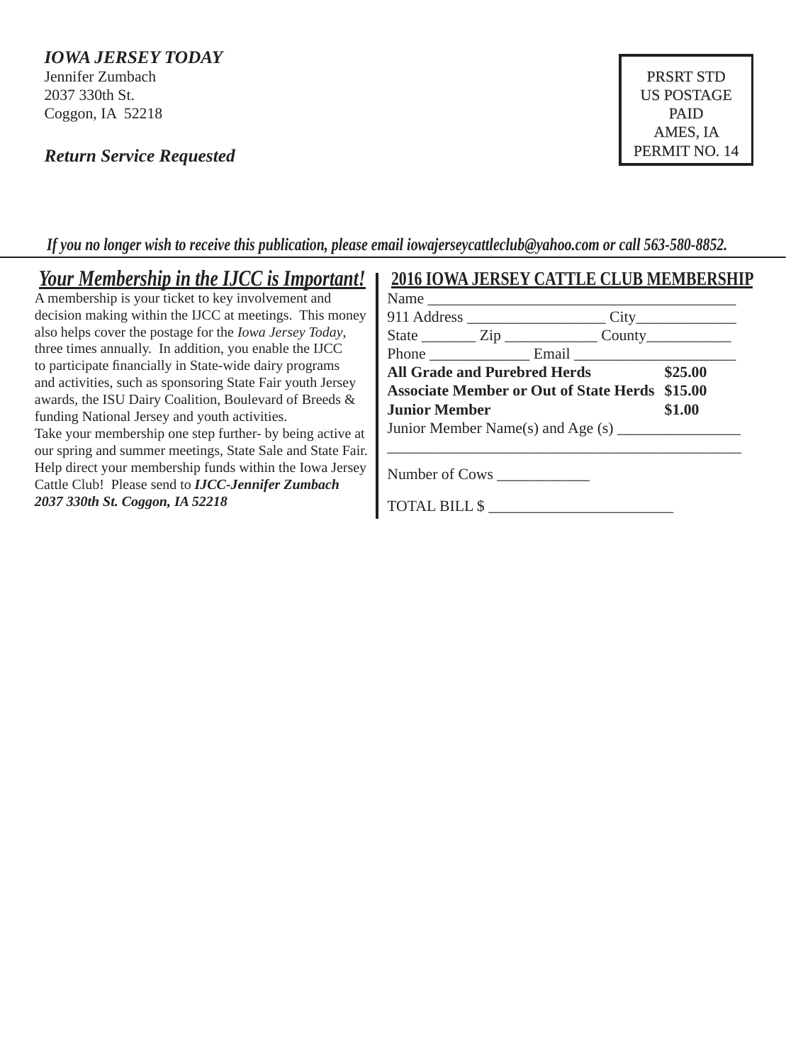***IOWA JERSEY TODAY***
Jennifer Zumbach
2037 330th St.
Coggon, IA  52218

***Return Service Requested***

PRSRT STD
US POSTAGE
PAID
AMES, IA
PERMIT NO. 14

***If you no longer wish to receive this publication, please email iowajerseycattleclub@yahoo.com or call 563-580-8852.***

## *Your Membership in the IJCC is Important!*

A membership is your ticket to key involvement and decision making within the IJCC at meetings. This money also helps cover the postage for the *Iowa Jersey Today*, three times annually. In addition, you enable the IJCC to participate financially in State-wide dairy programs and activities, such as sponsoring State Fair youth Jersey awards, the ISU Dairy Coalition, Boulevard of Breeds & funding National Jersey and youth activities.
Take your membership one step further- by being active at our spring and summer meetings, State Sale and State Fair. Help direct your membership funds within the Iowa Jersey Cattle Club! Please send to ***IJCC-Jennifer Zumbach 2037 330th St. Coggon, IA 52218***

## 2016 IOWA JERSEY CATTLE CLUB MEMBERSHIP

Name ________________________________________
911 Address __________________ City_____________
State _______ Zip ____________ County___________
Phone _____________ Email _____________________

| | |
|---|---|
| **All Grade and Purebred Herds** | **$25.00** |
| **Associate Member or Out of State Herds** | **$15.00** |
| **Junior Member** | **$1.00** |

Junior Member Name(s) and Age (s) ________________
_____________________________________________

Number of Cows ____________

TOTAL BILL $ ________________________